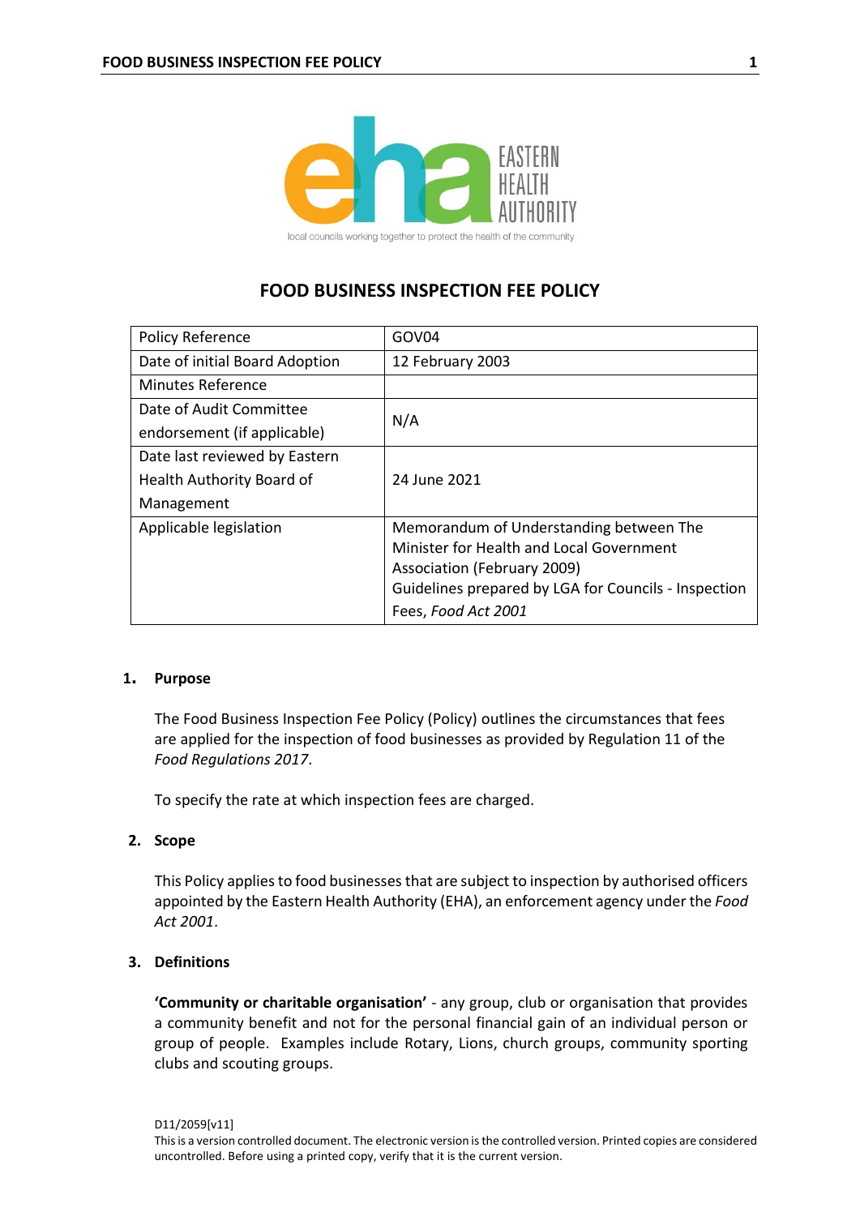# FOOD BUSINESS INSPECTION FEE POLICY

| Policy Reference | GOV04 |
|---|---|
| Date of initial Board Adoption | 12 February 2003 |
| Minutes Reference | |
| Date of Audit Committee endorsement (if applicable) | N/A |
| Date last reviewed by Eastern Health Authority Board of Management | 24 June 2021 |
| Applicable legislation | Memorandum of Understanding between The Minister for Health and Local Government Association (February 2009)<br>Guidelines prepared by LGA for Councils - Inspection Fees, *Food Act 2001* |

## 1. Purpose

The Food Business Inspection Fee Policy (Policy) outlines the circumstances that fees are applied for the inspection of food businesses as provided by Regulation 11 of the *Food Regulations 2017*.

To specify the rate at which inspection fees are charged.

## 2. Scope

This Policy applies to food businesses that are subject to inspection by authorised officers appointed by the Eastern Health Authority (EHA), an enforcement agency under the *Food Act 2001*.

## 3. Definitions

**'Community or charitable organisation'** - any group, club or organisation that provides a community benefit and not for the personal financial gain of an individual person or group of people. Examples include Rotary, Lions, church groups, community sporting clubs and scouting groups.

D11/2059[v11]

This is a version controlled document. The electronic version is the controlled version. Printed copies are considered uncontrolled. Before using a printed copy, verify that it is the current version.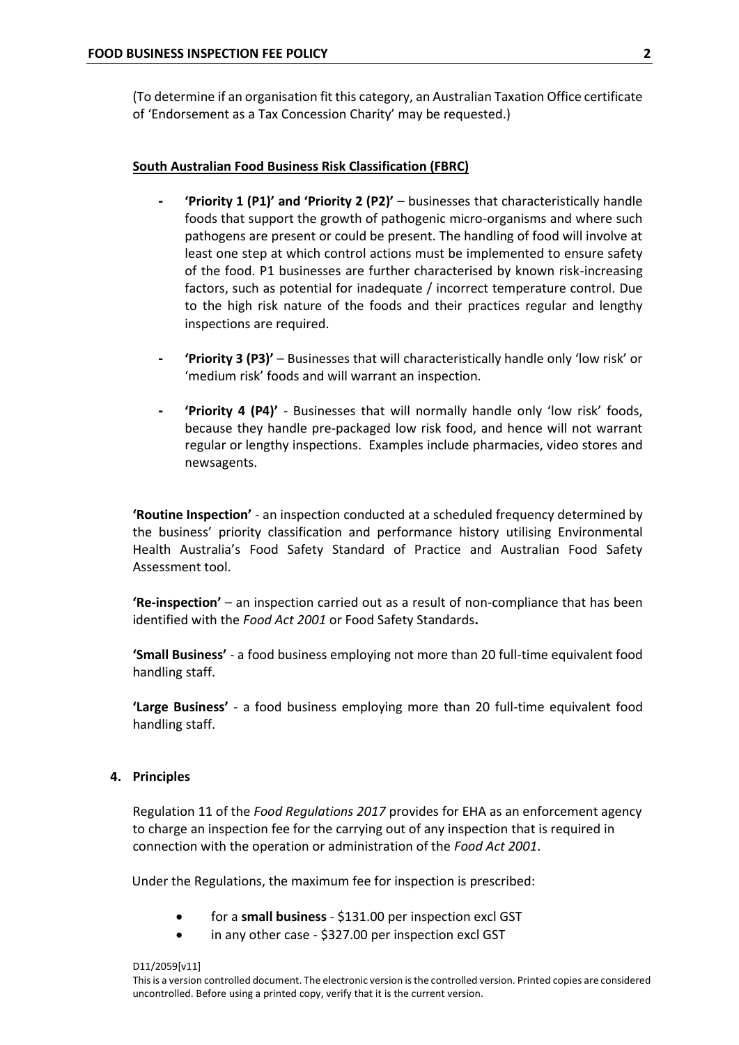(To determine if an organisation fit this category, an Australian Taxation Office certificate of 'Endorsement as a Tax Concession Charity' may be requested.)

**South Australian Food Business Risk Classification (FBRC)**

- **'Priority 1 (P1)' and 'Priority 2 (P2)'** – businesses that characteristically handle foods that support the growth of pathogenic micro-organisms and where such pathogens are present or could be present. The handling of food will involve at least one step at which control actions must be implemented to ensure safety of the food. P1 businesses are further characterised by known risk-increasing factors, such as potential for inadequate / incorrect temperature control. Due to the high risk nature of the foods and their practices regular and lengthy inspections are required.

- **'Priority 3 (P3)'** – Businesses that will characteristically handle only 'low risk' or 'medium risk' foods and will warrant an inspection.

- **'Priority 4 (P4)'** - Businesses that will normally handle only 'low risk' foods, because they handle pre-packaged low risk food, and hence will not warrant regular or lengthy inspections. Examples include pharmacies, video stores and newsagents.

**'Routine Inspection'** - an inspection conducted at a scheduled frequency determined by the business' priority classification and performance history utilising Environmental Health Australia's Food Safety Standard of Practice and Australian Food Safety Assessment tool.

**'Re-inspection'** – an inspection carried out as a result of non-compliance that has been identified with the *Food Act 2001* or Food Safety Standards**.**

**'Small Business'** - a food business employing not more than 20 full-time equivalent food handling staff.

**'Large Business'** - a food business employing more than 20 full-time equivalent food handling staff.

## 4. Principles

Regulation 11 of the *Food Regulations 2017* provides for EHA as an enforcement agency to charge an inspection fee for the carrying out of any inspection that is required in connection with the operation or administration of the *Food Act 2001*.

Under the Regulations, the maximum fee for inspection is prescribed:

- for a **small business** - $131.00 per inspection excl GST
- in any other case - $327.00 per inspection excl GST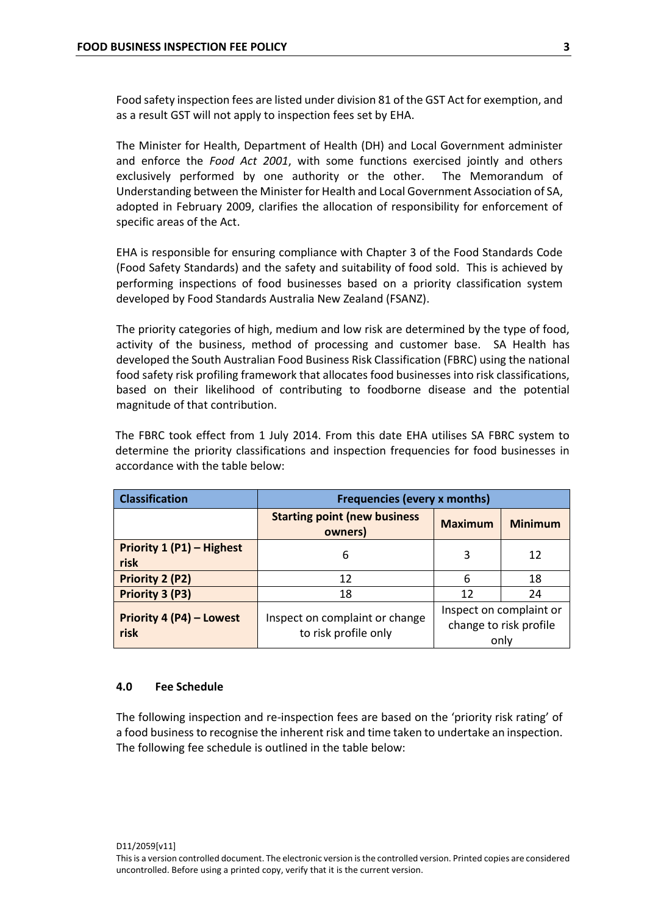Food safety inspection fees are listed under division 81 of the GST Act for exemption, and as a result GST will not apply to inspection fees set by EHA.

The Minister for Health, Department of Health (DH) and Local Government administer and enforce the *Food Act 2001*, with some functions exercised jointly and others exclusively performed by one authority or the other. The Memorandum of Understanding between the Minister for Health and Local Government Association of SA, adopted in February 2009, clarifies the allocation of responsibility for enforcement of specific areas of the Act.

EHA is responsible for ensuring compliance with Chapter 3 of the Food Standards Code (Food Safety Standards) and the safety and suitability of food sold. This is achieved by performing inspections of food businesses based on a priority classification system developed by Food Standards Australia New Zealand (FSANZ).

The priority categories of high, medium and low risk are determined by the type of food, activity of the business, method of processing and customer base. SA Health has developed the South Australian Food Business Risk Classification (FBRC) using the national food safety risk profiling framework that allocates food businesses into risk classifications, based on their likelihood of contributing to foodborne disease and the potential magnitude of that contribution.

The FBRC took effect from 1 July 2014. From this date EHA utilises SA FBRC system to determine the priority classifications and inspection frequencies for food businesses in accordance with the table below:

| Classification | Frequencies (every x months) | | |
|---|---|---|---|
| | **Starting point (new business owners)** | **Maximum** | **Minimum** |
| **Priority 1 (P1) – Highest risk** | 6 | 3 | 12 |
| **Priority 2 (P2)** | 12 | 6 | 18 |
| **Priority 3 (P3)** | 18 | 12 | 24 |
| **Priority 4 (P4) – Lowest risk** | Inspect on complaint or change to risk profile only | Inspect on complaint or change to risk profile only | |

### 4.0 Fee Schedule

The following inspection and re-inspection fees are based on the 'priority risk rating' of a food business to recognise the inherent risk and time taken to undertake an inspection. The following fee schedule is outlined in the table below: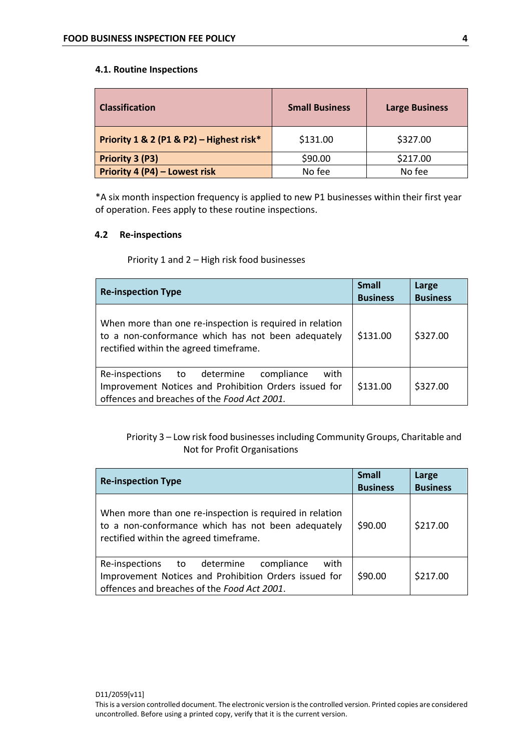### 4.1. Routine Inspections

| Classification | Small Business | Large Business |
|---|---|---|
| **Priority 1 & 2 (P1 & P2) – Highest risk*** | $131.00 | $327.00 |
| **Priority 3 (P3)** | $90.00 | $217.00 |
| **Priority 4 (P4) – Lowest risk** | No fee | No fee |

*A six month inspection frequency is applied to new P1 businesses within their first year of operation. Fees apply to these routine inspections.

### 4.2 Re-inspections

Priority 1 and 2 – High risk food businesses

| Re-inspection Type | Small Business | Large Business |
|---|---|---|
| When more than one re-inspection is required in relation to a non-conformance which has not been adequately rectified within the agreed timeframe. | $131.00 | $327.00 |
| Re-inspections to determine compliance with Improvement Notices and Prohibition Orders issued for offences and breaches of the *Food Act 2001.* | $131.00 | $327.00 |

Priority 3 – Low risk food businesses including Community Groups, Charitable and Not for Profit Organisations

| Re-inspection Type | Small Business | Large Business |
|---|---|---|
| When more than one re-inspection is required in relation to a non-conformance which has not been adequately rectified within the agreed timeframe. | $90.00 | $217.00 |
| Re-inspections to determine compliance with Improvement Notices and Prohibition Orders issued for offences and breaches of the *Food Act 2001*. | $90.00 | $217.00 |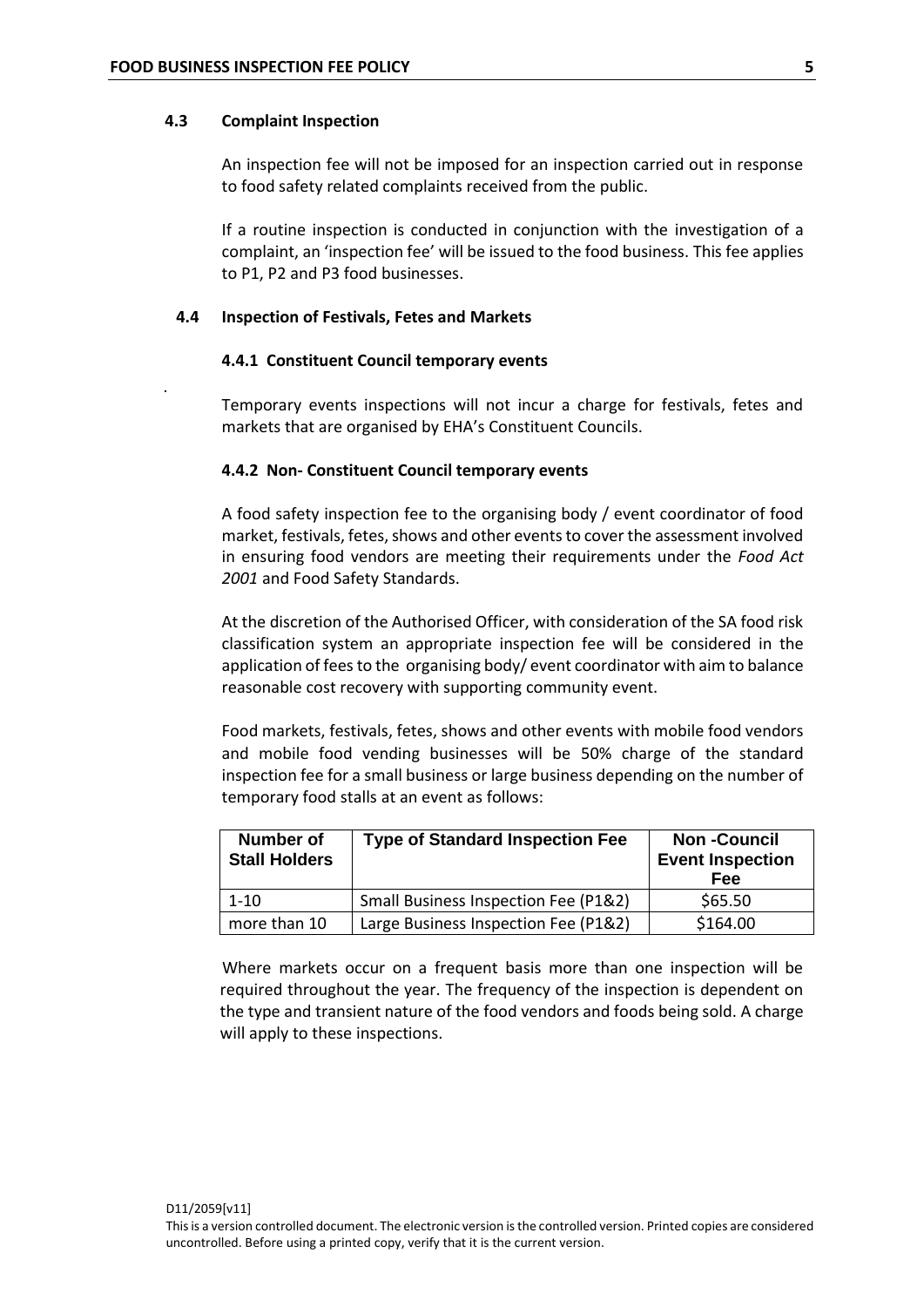### 4.3 Complaint Inspection

An inspection fee will not be imposed for an inspection carried out in response to food safety related complaints received from the public.

If a routine inspection is conducted in conjunction with the investigation of a complaint, an 'inspection fee' will be issued to the food business. This fee applies to P1, P2 and P3 food businesses.

### 4.4 Inspection of Festivals, Fetes and Markets

#### 4.4.1 Constituent Council temporary events

Temporary events inspections will not incur a charge for festivals, fetes and markets that are organised by EHA's Constituent Councils.

#### 4.4.2 Non- Constituent Council temporary events

A food safety inspection fee to the organising body / event coordinator of food market, festivals, fetes, shows and other events to cover the assessment involved in ensuring food vendors are meeting their requirements under the *Food Act 2001* and Food Safety Standards.

At the discretion of the Authorised Officer, with consideration of the SA food risk classification system an appropriate inspection fee will be considered in the application of fees to the organising body/ event coordinator with aim to balance reasonable cost recovery with supporting community event.

Food markets, festivals, fetes, shows and other events with mobile food vendors and mobile food vending businesses will be 50% charge of the standard inspection fee for a small business or large business depending on the number of temporary food stalls at an event as follows:

| Number of Stall Holders | Type of Standard Inspection Fee | Non -Council Event Inspection Fee |
|---|---|---|
| 1-10 | Small Business Inspection Fee (P1&2) | $65.50 |
| more than 10 | Large Business Inspection Fee (P1&2) | $164.00 |

Where markets occur on a frequent basis more than one inspection will be required throughout the year. The frequency of the inspection is dependent on the type and transient nature of the food vendors and foods being sold. A charge will apply to these inspections.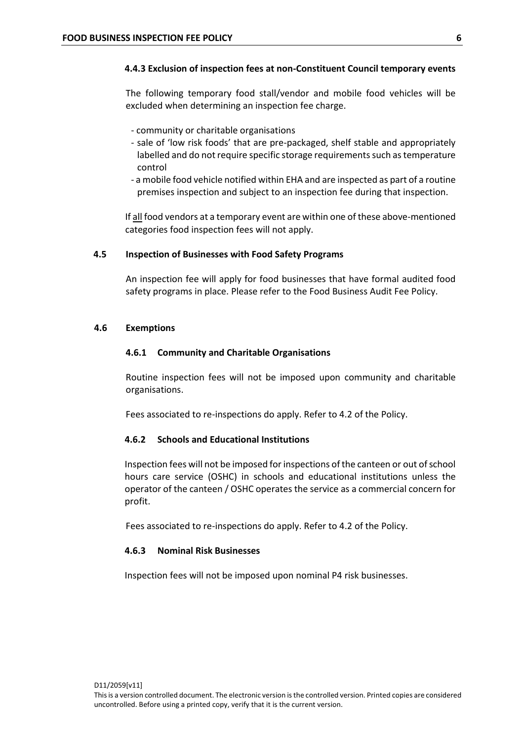#### 4.4.3 Exclusion of inspection fees at non-Constituent Council temporary events

The following temporary food stall/vendor and mobile food vehicles will be excluded when determining an inspection fee charge.

- community or charitable organisations
- sale of 'low risk foods' that are pre-packaged, shelf stable and appropriately labelled and do not require specific storage requirements such as temperature control
- a mobile food vehicle notified within EHA and are inspected as part of a routine premises inspection and subject to an inspection fee during that inspection.

If all food vendors at a temporary event are within one of these above-mentioned categories food inspection fees will not apply.

### 4.5 Inspection of Businesses with Food Safety Programs

An inspection fee will apply for food businesses that have formal audited food safety programs in place. Please refer to the Food Business Audit Fee Policy.

### 4.6 Exemptions

#### 4.6.1 Community and Charitable Organisations

Routine inspection fees will not be imposed upon community and charitable organisations.

Fees associated to re-inspections do apply. Refer to 4.2 of the Policy.

#### 4.6.2 Schools and Educational Institutions

Inspection fees will not be imposed for inspections of the canteen or out of school hours care service (OSHC) in schools and educational institutions unless the operator of the canteen / OSHC operates the service as a commercial concern for profit.

Fees associated to re-inspections do apply. Refer to 4.2 of the Policy.

#### 4.6.3 Nominal Risk Businesses

Inspection fees will not be imposed upon nominal P4 risk businesses.

D11/2059[v11]

This is a version controlled document. The electronic version is the controlled version. Printed copies are considered uncontrolled. Before using a printed copy, verify that it is the current version.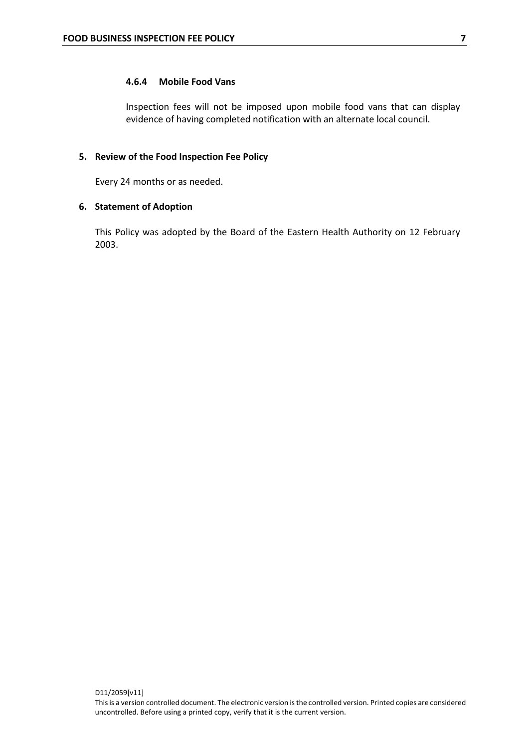#### 4.6.4 Mobile Food Vans

Inspection fees will not be imposed upon mobile food vans that can display evidence of having completed notification with an alternate local council.

## 5. Review of the Food Inspection Fee Policy

Every 24 months or as needed.

## 6. Statement of Adoption

This Policy was adopted by the Board of the Eastern Health Authority on 12 February 2003.

D11/2059[v11]
This is a version controlled document. The electronic version is the controlled version. Printed copies are considered uncontrolled. Before using a printed copy, verify that it is the current version.